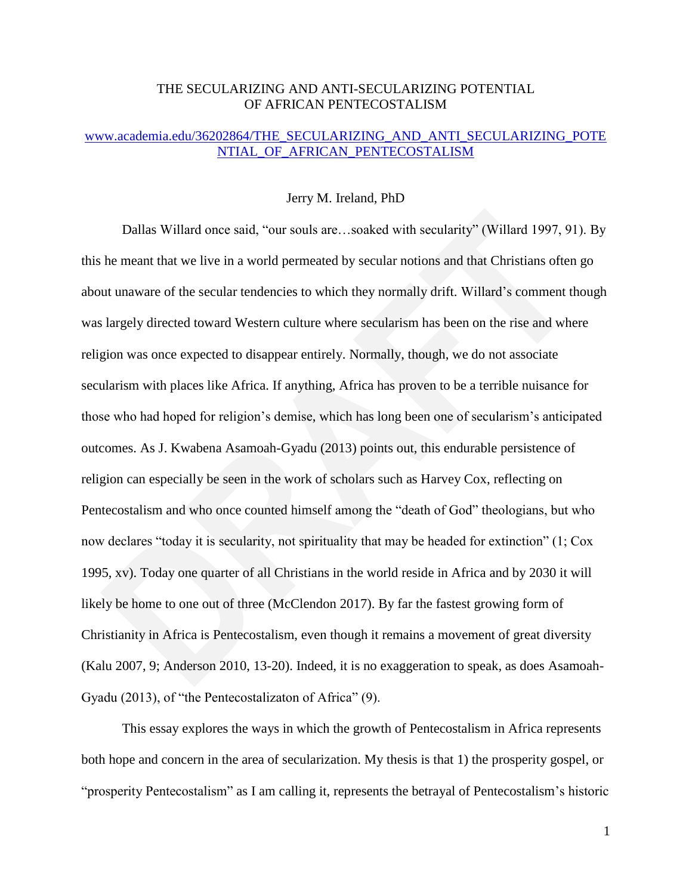# THE SECULARIZING AND ANTI-SECULARIZING POTENTIAL OF AFRICAN PENTECOSTALISM

[www.academia.edu/36202864/THE_SECULARIZING_AND_ANTI_SECULARIZING_POTENTIAL_OF_AFRICAN_PENTECOSTALISM](www.academia.edu/36202864/THE_SECULARIZING_AND_ANTI_SECULARIZING_POTENTIAL_OF_AFRICAN_PENTECOSTALISM)

Jerry M. Ireland, PhD

Dallas Willard once said, "our souls are…soaked with secularity" (Willard 1997, 91). By this he meant that we live in a world permeated by secular notions and that Christians often go about unaware of the secular tendencies to which they normally drift. Willard's comment though was largely directed toward Western culture where secularism has been on the rise and where religion was once expected to disappear entirely. Normally, though, we do not associate secularism with places like Africa. If anything, Africa has proven to be a terrible nuisance for those who had hoped for religion's demise, which has long been one of secularism's anticipated outcomes. As J. Kwabena Asamoah-Gyadu (2013) points out, this endurable persistence of religion can especially be seen in the work of scholars such as Harvey Cox, reflecting on Pentecostalism and who once counted himself among the "death of God" theologians, but who now declares "today it is secularity, not spirituality that may be headed for extinction" (1; Cox 1995, xv). Today one quarter of all Christians in the world reside in Africa and by 2030 it will likely be home to one out of three (McClendon 2017). By far the fastest growing form of Christianity in Africa is Pentecostalism, even though it remains a movement of great diversity (Kalu 2007, 9; Anderson 2010, 13-20). Indeed, it is no exaggeration to speak, as does Asamoah-Gyadu (2013), of "the Pentecostalizaton of Africa" (9).

This essay explores the ways in which the growth of Pentecostalism in Africa represents both hope and concern in the area of secularization. My thesis is that 1) the prosperity gospel, or "prosperity Pentecostalism" as I am calling it, represents the betrayal of Pentecostalism's historic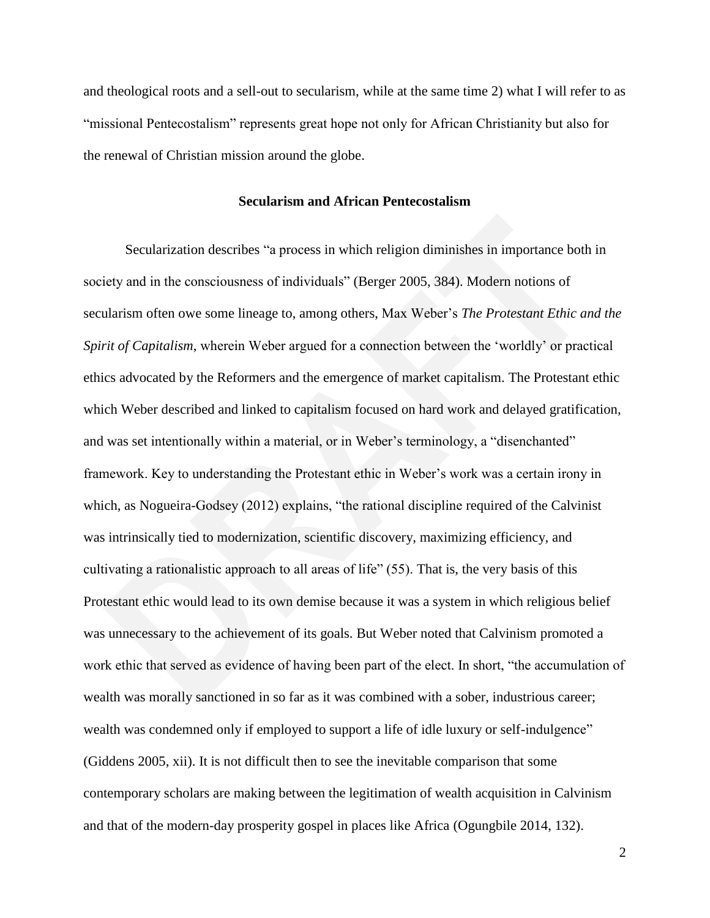and theological roots and a sell-out to secularism, while at the same time 2) what I will refer to as "missional Pentecostalism" represents great hope not only for African Christianity but also for the renewal of Christian mission around the globe.

## Secularism and African Pentecostalism

Secularization describes "a process in which religion diminishes in importance both in society and in the consciousness of individuals" (Berger 2005, 384). Modern notions of secularism often owe some lineage to, among others, Max Weber's *The Protestant Ethic and the Spirit of Capitalism*, wherein Weber argued for a connection between the 'worldly' or practical ethics advocated by the Reformers and the emergence of market capitalism. The Protestant ethic which Weber described and linked to capitalism focused on hard work and delayed gratification, and was set intentionally within a material, or in Weber's terminology, a "disenchanted" framework. Key to understanding the Protestant ethic in Weber's work was a certain irony in which, as Nogueira-Godsey (2012) explains, "the rational discipline required of the Calvinist was intrinsically tied to modernization, scientific discovery, maximizing efficiency, and cultivating a rationalistic approach to all areas of life" (55). That is, the very basis of this Protestant ethic would lead to its own demise because it was a system in which religious belief was unnecessary to the achievement of its goals. But Weber noted that Calvinism promoted a work ethic that served as evidence of having been part of the elect. In short, "the accumulation of wealth was morally sanctioned in so far as it was combined with a sober, industrious career; wealth was condemned only if employed to support a life of idle luxury or self-indulgence" (Giddens 2005, xii). It is not difficult then to see the inevitable comparison that some contemporary scholars are making between the legitimation of wealth acquisition in Calvinism and that of the modern-day prosperity gospel in places like Africa (Ogungbile 2014, 132).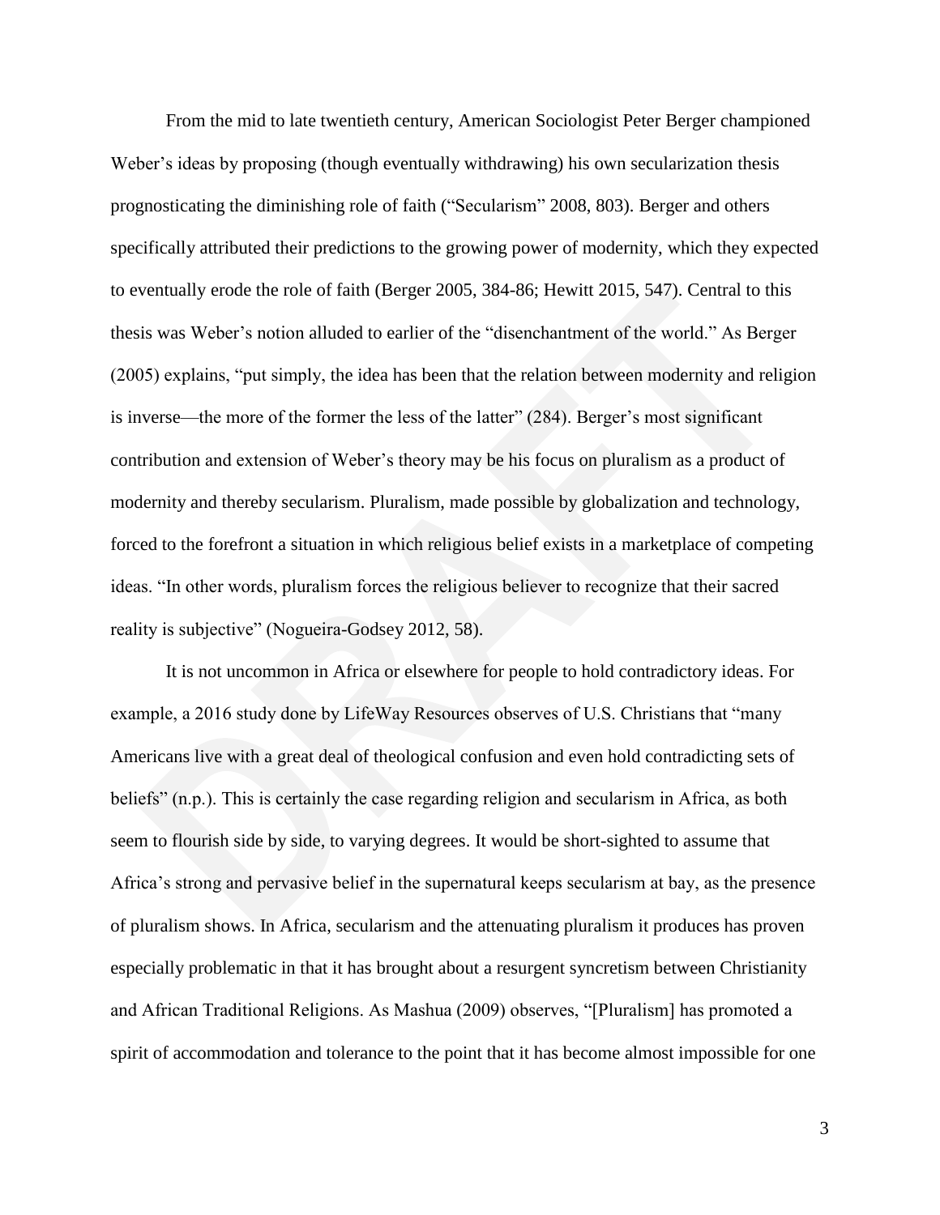From the mid to late twentieth century, American Sociologist Peter Berger championed Weber's ideas by proposing (though eventually withdrawing) his own secularization thesis prognosticating the diminishing role of faith ("Secularism" 2008, 803). Berger and others specifically attributed their predictions to the growing power of modernity, which they expected to eventually erode the role of faith (Berger 2005, 384-86; Hewitt 2015, 547). Central to this thesis was Weber's notion alluded to earlier of the "disenchantment of the world." As Berger (2005) explains, "put simply, the idea has been that the relation between modernity and religion is inverse—the more of the former the less of the latter" (284). Berger's most significant contribution and extension of Weber's theory may be his focus on pluralism as a product of modernity and thereby secularism. Pluralism, made possible by globalization and technology, forced to the forefront a situation in which religious belief exists in a marketplace of competing ideas. "In other words, pluralism forces the religious believer to recognize that their sacred reality is subjective" (Nogueira-Godsey 2012, 58).

It is not uncommon in Africa or elsewhere for people to hold contradictory ideas. For example, a 2016 study done by LifeWay Resources observes of U.S. Christians that "many Americans live with a great deal of theological confusion and even hold contradicting sets of beliefs" (n.p.). This is certainly the case regarding religion and secularism in Africa, as both seem to flourish side by side, to varying degrees. It would be short-sighted to assume that Africa's strong and pervasive belief in the supernatural keeps secularism at bay, as the presence of pluralism shows. In Africa, secularism and the attenuating pluralism it produces has proven especially problematic in that it has brought about a resurgent syncretism between Christianity and African Traditional Religions. As Mashua (2009) observes, "[Pluralism] has promoted a spirit of accommodation and tolerance to the point that it has become almost impossible for one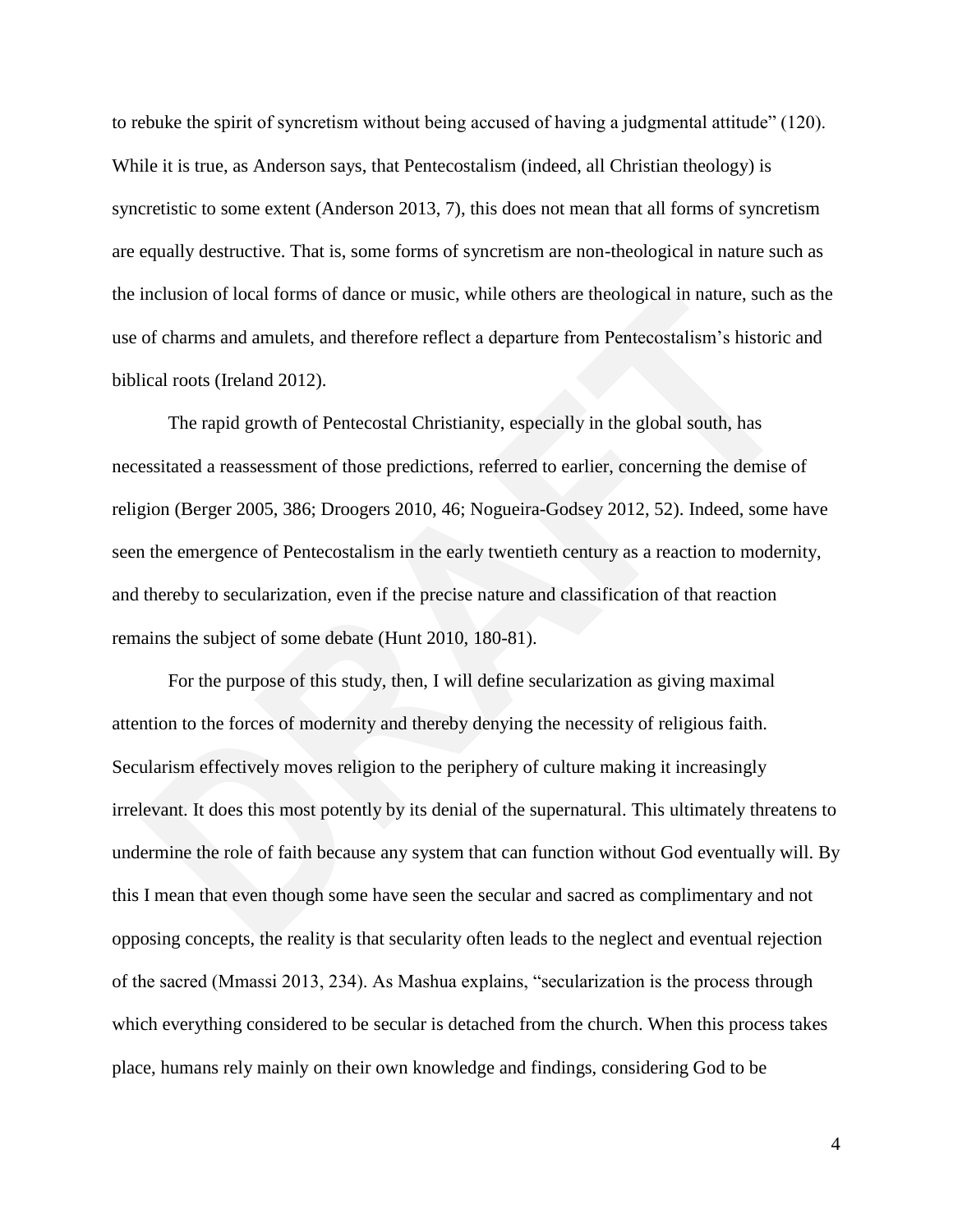to rebuke the spirit of syncretism without being accused of having a judgmental attitude" (120). While it is true, as Anderson says, that Pentecostalism (indeed, all Christian theology) is syncretistic to some extent (Anderson 2013, 7), this does not mean that all forms of syncretism are equally destructive. That is, some forms of syncretism are non-theological in nature such as the inclusion of local forms of dance or music, while others are theological in nature, such as the use of charms and amulets, and therefore reflect a departure from Pentecostalism's historic and biblical roots (Ireland 2012).

The rapid growth of Pentecostal Christianity, especially in the global south, has necessitated a reassessment of those predictions, referred to earlier, concerning the demise of religion (Berger 2005, 386; Droogers 2010, 46; Nogueira-Godsey 2012, 52). Indeed, some have seen the emergence of Pentecostalism in the early twentieth century as a reaction to modernity, and thereby to secularization, even if the precise nature and classification of that reaction remains the subject of some debate (Hunt 2010, 180-81).

For the purpose of this study, then, I will define secularization as giving maximal attention to the forces of modernity and thereby denying the necessity of religious faith. Secularism effectively moves religion to the periphery of culture making it increasingly irrelevant. It does this most potently by its denial of the supernatural. This ultimately threatens to undermine the role of faith because any system that can function without God eventually will. By this I mean that even though some have seen the secular and sacred as complimentary and not opposing concepts, the reality is that secularity often leads to the neglect and eventual rejection of the sacred (Mmassi 2013, 234). As Mashua explains, "secularization is the process through which everything considered to be secular is detached from the church. When this process takes place, humans rely mainly on their own knowledge and findings, considering God to be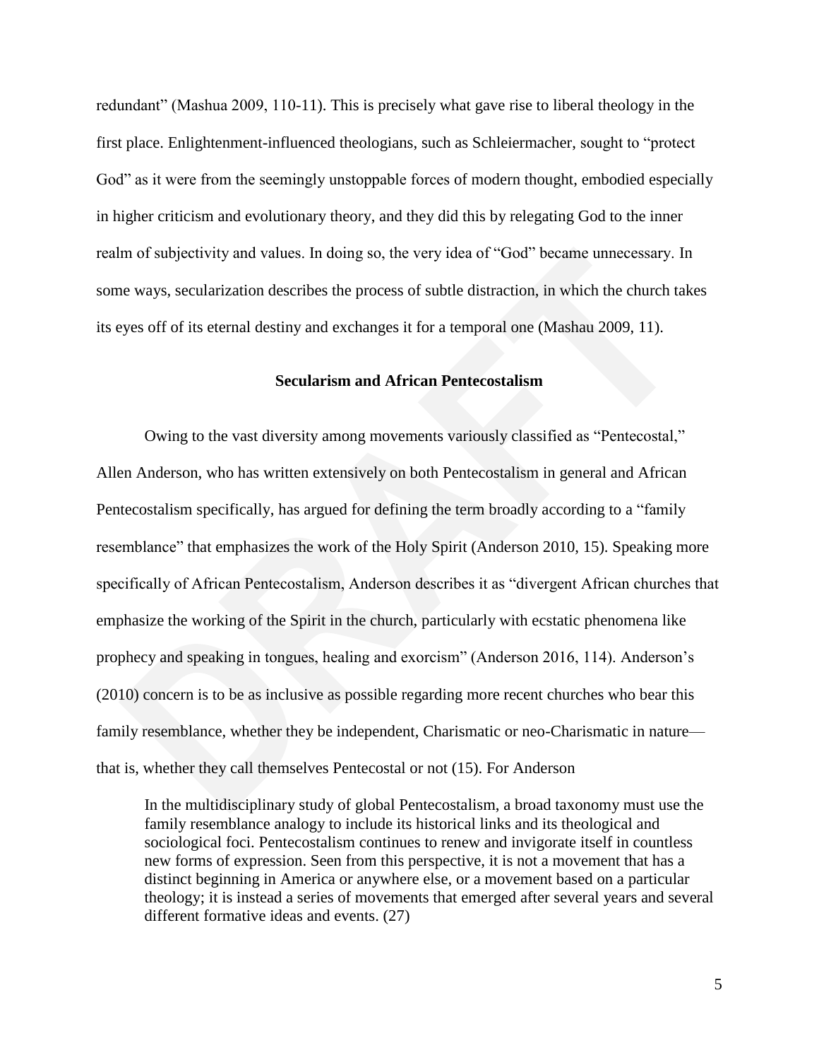redundant" (Mashua 2009, 110-11). This is precisely what gave rise to liberal theology in the first place. Enlightenment-influenced theologians, such as Schleiermacher, sought to "protect God" as it were from the seemingly unstoppable forces of modern thought, embodied especially in higher criticism and evolutionary theory, and they did this by relegating God to the inner realm of subjectivity and values. In doing so, the very idea of "God" became unnecessary. In some ways, secularization describes the process of subtle distraction, in which the church takes its eyes off of its eternal destiny and exchanges it for a temporal one (Mashau 2009, 11).

## Secularism and African Pentecostalism

Owing to the vast diversity among movements variously classified as "Pentecostal," Allen Anderson, who has written extensively on both Pentecostalism in general and African Pentecostalism specifically, has argued for defining the term broadly according to a "family resemblance" that emphasizes the work of the Holy Spirit (Anderson 2010, 15). Speaking more specifically of African Pentecostalism, Anderson describes it as "divergent African churches that emphasize the working of the Spirit in the church, particularly with ecstatic phenomena like prophecy and speaking in tongues, healing and exorcism" (Anderson 2016, 114). Anderson's (2010) concern is to be as inclusive as possible regarding more recent churches who bear this family resemblance, whether they be independent, Charismatic or neo-Charismatic in nature—that is, whether they call themselves Pentecostal or not (15). For Anderson

> In the multidisciplinary study of global Pentecostalism, a broad taxonomy must use the family resemblance analogy to include its historical links and its theological and sociological foci. Pentecostalism continues to renew and invigorate itself in countless new forms of expression. Seen from this perspective, it is not a movement that has a distinct beginning in America or anywhere else, or a movement based on a particular theology; it is instead a series of movements that emerged after several years and several different formative ideas and events. (27)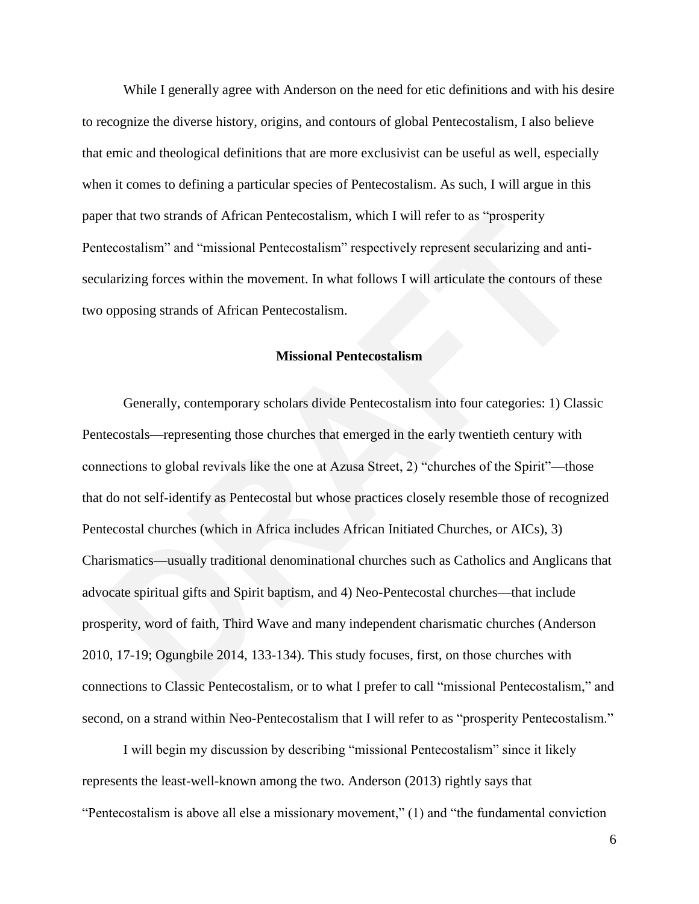While I generally agree with Anderson on the need for etic definitions and with his desire to recognize the diverse history, origins, and contours of global Pentecostalism, I also believe that emic and theological definitions that are more exclusivist can be useful as well, especially when it comes to defining a particular species of Pentecostalism. As such, I will argue in this paper that two strands of African Pentecostalism, which I will refer to as "prosperity Pentecostalism" and "missional Pentecostalism" respectively represent secularizing and anti-secularizing forces within the movement. In what follows I will articulate the contours of these two opposing strands of African Pentecostalism.

## Missional Pentecostalism

Generally, contemporary scholars divide Pentecostalism into four categories: 1) Classic Pentecostals—representing those churches that emerged in the early twentieth century with connections to global revivals like the one at Azusa Street, 2) "churches of the Spirit"—those that do not self-identify as Pentecostal but whose practices closely resemble those of recognized Pentecostal churches (which in Africa includes African Initiated Churches, or AICs), 3) Charismatics—usually traditional denominational churches such as Catholics and Anglicans that advocate spiritual gifts and Spirit baptism, and 4) Neo-Pentecostal churches—that include prosperity, word of faith, Third Wave and many independent charismatic churches (Anderson 2010, 17-19; Ogungbile 2014, 133-134). This study focuses, first, on those churches with connections to Classic Pentecostalism, or to what I prefer to call "missional Pentecostalism," and second, on a strand within Neo-Pentecostalism that I will refer to as "prosperity Pentecostalism."

I will begin my discussion by describing "missional Pentecostalism" since it likely represents the least-well-known among the two. Anderson (2013) rightly says that "Pentecostalism is above all else a missionary movement," (1) and "the fundamental conviction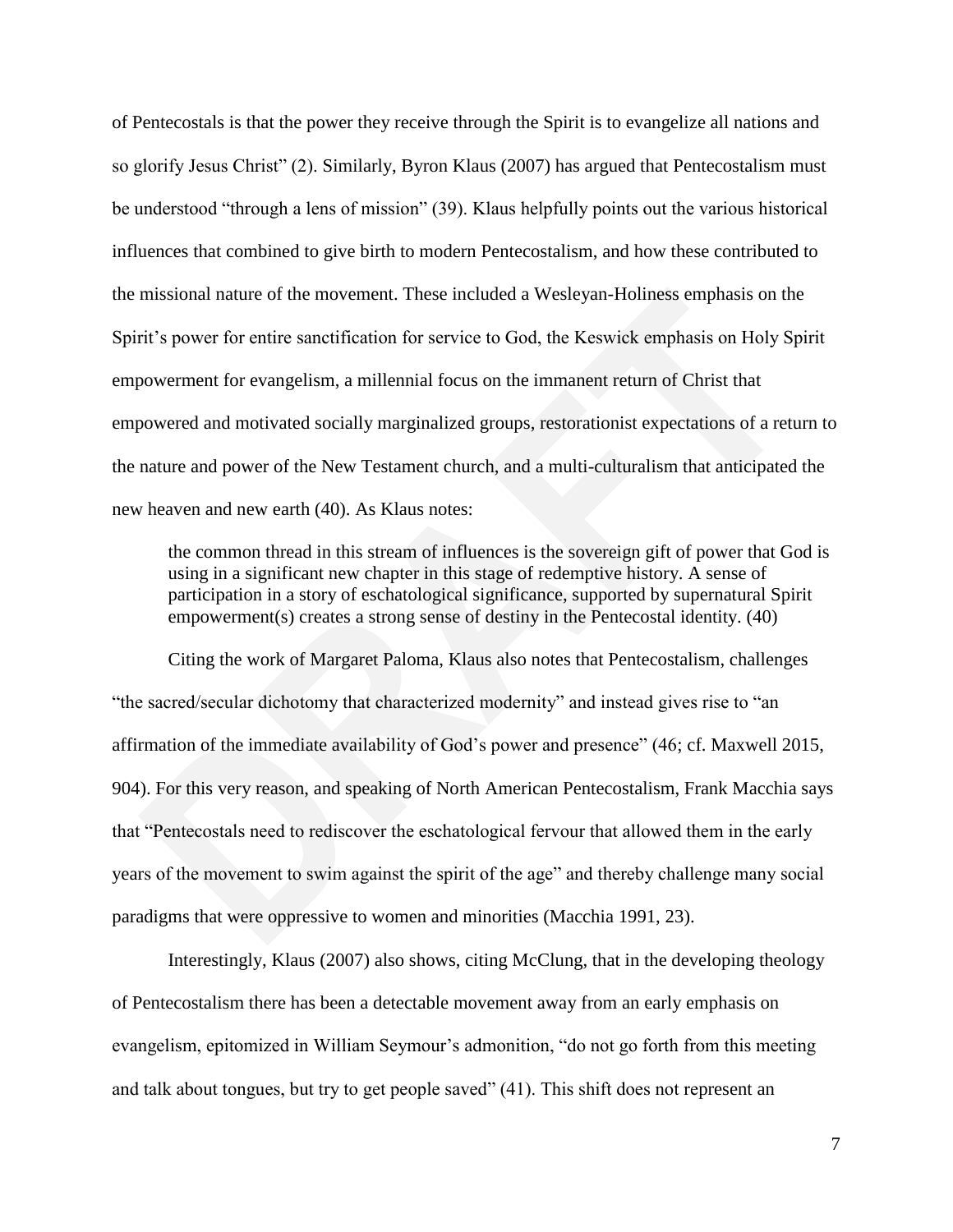of Pentecostals is that the power they receive through the Spirit is to evangelize all nations and so glorify Jesus Christ" (2). Similarly, Byron Klaus (2007) has argued that Pentecostalism must be understood "through a lens of mission" (39). Klaus helpfully points out the various historical influences that combined to give birth to modern Pentecostalism, and how these contributed to the missional nature of the movement. These included a Wesleyan-Holiness emphasis on the Spirit's power for entire sanctification for service to God, the Keswick emphasis on Holy Spirit empowerment for evangelism, a millennial focus on the immanent return of Christ that empowered and motivated socially marginalized groups, restorationist expectations of a return to the nature and power of the New Testament church, and a multi-culturalism that anticipated the new heaven and new earth (40). As Klaus notes:

> the common thread in this stream of influences is the sovereign gift of power that God is using in a significant new chapter in this stage of redemptive history. A sense of participation in a story of eschatological significance, supported by supernatural Spirit empowerment(s) creates a strong sense of destiny in the Pentecostal identity. (40)

Citing the work of Margaret Paloma, Klaus also notes that Pentecostalism, challenges "the sacred/secular dichotomy that characterized modernity" and instead gives rise to "an affirmation of the immediate availability of God's power and presence" (46; cf. Maxwell 2015, 904). For this very reason, and speaking of North American Pentecostalism, Frank Macchia says that "Pentecostals need to rediscover the eschatological fervour that allowed them in the early years of the movement to swim against the spirit of the age" and thereby challenge many social paradigms that were oppressive to women and minorities (Macchia 1991, 23).

Interestingly, Klaus (2007) also shows, citing McClung, that in the developing theology of Pentecostalism there has been a detectable movement away from an early emphasis on evangelism, epitomized in William Seymour's admonition, "do not go forth from this meeting and talk about tongues, but try to get people saved" (41). This shift does not represent an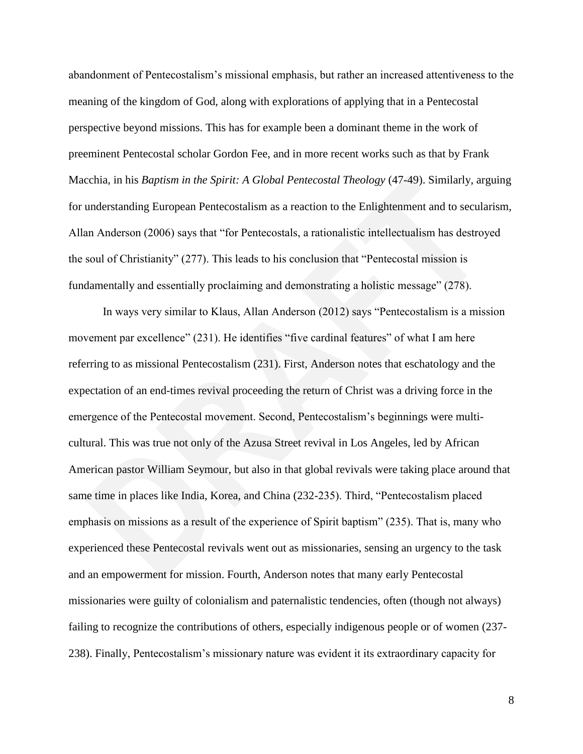abandonment of Pentecostalism's missional emphasis, but rather an increased attentiveness to the meaning of the kingdom of God, along with explorations of applying that in a Pentecostal perspective beyond missions. This has for example been a dominant theme in the work of preeminent Pentecostal scholar Gordon Fee, and in more recent works such as that by Frank Macchia, in his *Baptism in the Spirit: A Global Pentecostal Theology* (47-49). Similarly, arguing for understanding European Pentecostalism as a reaction to the Enlightenment and to secularism, Allan Anderson (2006) says that "for Pentecostals, a rationalistic intellectualism has destroyed the soul of Christianity" (277). This leads to his conclusion that "Pentecostal mission is fundamentally and essentially proclaiming and demonstrating a holistic message" (278).

In ways very similar to Klaus, Allan Anderson (2012) says "Pentecostalism is a mission movement par excellence" (231). He identifies "five cardinal features" of what I am here referring to as missional Pentecostalism (231). First, Anderson notes that eschatology and the expectation of an end-times revival proceeding the return of Christ was a driving force in the emergence of the Pentecostal movement. Second, Pentecostalism's beginnings were multi-cultural. This was true not only of the Azusa Street revival in Los Angeles, led by African American pastor William Seymour, but also in that global revivals were taking place around that same time in places like India, Korea, and China (232-235). Third, "Pentecostalism placed emphasis on missions as a result of the experience of Spirit baptism" (235). That is, many who experienced these Pentecostal revivals went out as missionaries, sensing an urgency to the task and an empowerment for mission. Fourth, Anderson notes that many early Pentecostal missionaries were guilty of colonialism and paternalistic tendencies, often (though not always) failing to recognize the contributions of others, especially indigenous people or of women (237-238). Finally, Pentecostalism's missionary nature was evident it its extraordinary capacity for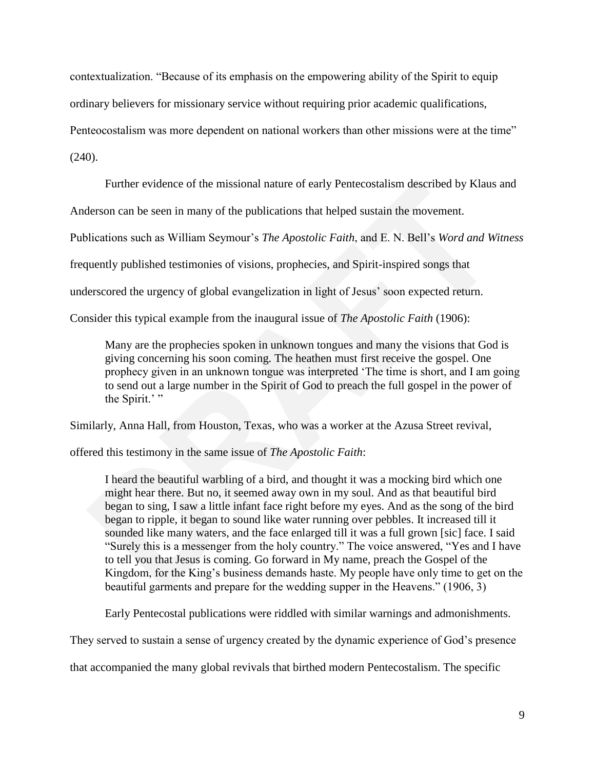contextualization. "Because of its emphasis on the empowering ability of the Spirit to equip ordinary believers for missionary service without requiring prior academic qualifications, Penteocostalism was more dependent on national workers than other missions were at the time" (240).

Further evidence of the missional nature of early Pentecostalism described by Klaus and Anderson can be seen in many of the publications that helped sustain the movement. Publications such as William Seymour's *The Apostolic Faith*, and E. N. Bell's *Word and Witness* frequently published testimonies of visions, prophecies, and Spirit-inspired songs that underscored the urgency of global evangelization in light of Jesus' soon expected return. Consider this typical example from the inaugural issue of *The Apostolic Faith* (1906):

> Many are the prophecies spoken in unknown tongues and many the visions that God is giving concerning his soon coming. The heathen must first receive the gospel. One prophecy given in an unknown tongue was interpreted 'The time is short, and I am going to send out a large number in the Spirit of God to preach the full gospel in the power of the Spirit.' "

Similarly, Anna Hall, from Houston, Texas, who was a worker at the Azusa Street revival, offered this testimony in the same issue of *The Apostolic Faith*:

> I heard the beautiful warbling of a bird, and thought it was a mocking bird which one might hear there. But no, it seemed away own in my soul. And as that beautiful bird began to sing, I saw a little infant face right before my eyes. And as the song of the bird began to ripple, it began to sound like water running over pebbles. It increased till it sounded like many waters, and the face enlarged till it was a full grown [sic] face. I said "Surely this is a messenger from the holy country." The voice answered, "Yes and I have to tell you that Jesus is coming. Go forward in My name, preach the Gospel of the Kingdom, for the King's business demands haste. My people have only time to get on the beautiful garments and prepare for the wedding supper in the Heavens." (1906, 3)

Early Pentecostal publications were riddled with similar warnings and admonishments. They served to sustain a sense of urgency created by the dynamic experience of God's presence that accompanied the many global revivals that birthed modern Pentecostalism. The specific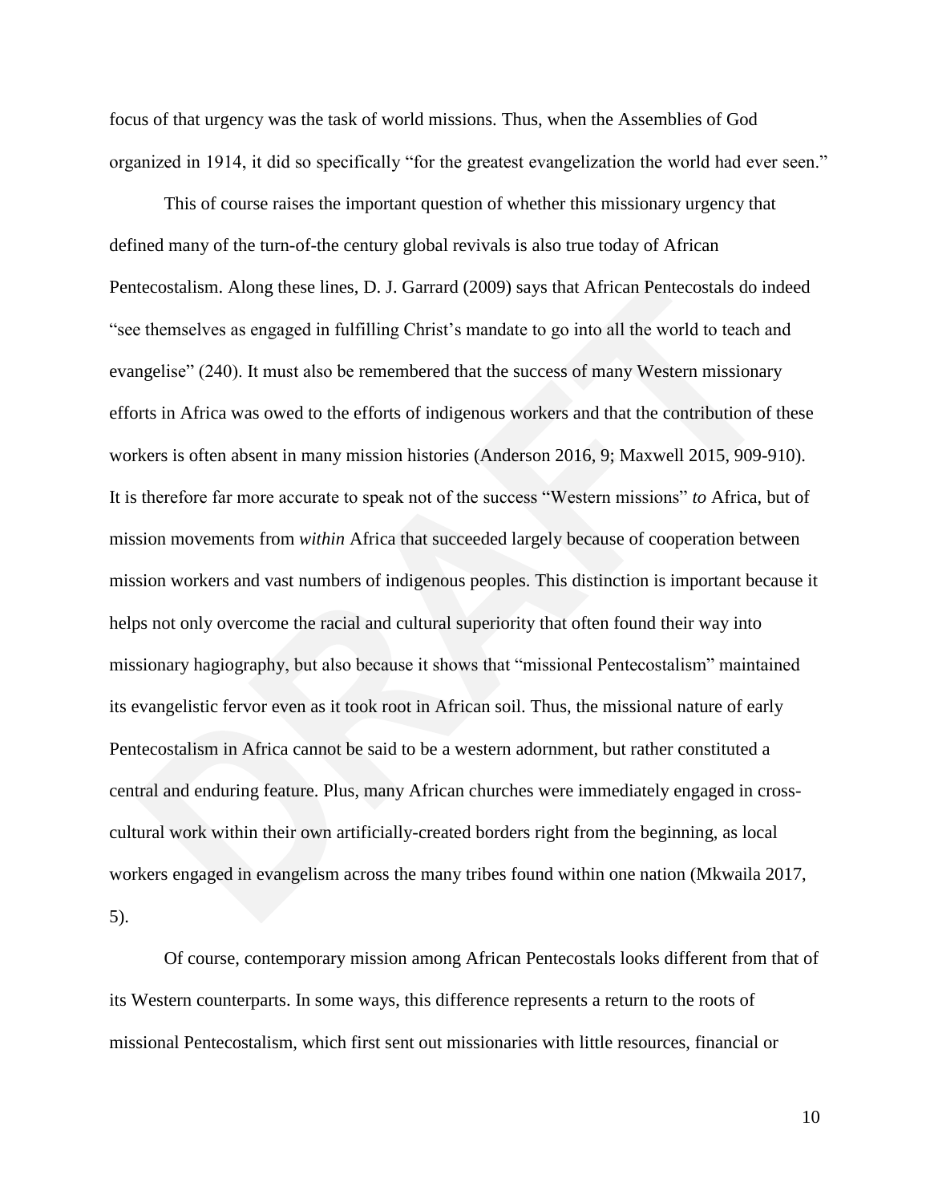focus of that urgency was the task of world missions. Thus, when the Assemblies of God organized in 1914, it did so specifically "for the greatest evangelization the world had ever seen."

This of course raises the important question of whether this missionary urgency that defined many of the turn-of-the-century global revivals is also true today of African Pentecostalism. Along these lines, D. J. Garrard (2009) says that African Pentecostals do indeed "see themselves as engaged in fulfilling Christ's mandate to go into all the world to teach and evangelise" (240). It must also be remembered that the success of many Western missionary efforts in Africa was owed to the efforts of indigenous workers and that the contribution of these workers is often absent in many mission histories (Anderson 2016, 9; Maxwell 2015, 909-910). It is therefore far more accurate to speak not of the success "Western missions" *to* Africa, but of mission movements from *within* Africa that succeeded largely because of cooperation between mission workers and vast numbers of indigenous peoples. This distinction is important because it helps not only overcome the racial and cultural superiority that often found their way into missionary hagiography, but also because it shows that "missional Pentecostalism" maintained its evangelistic fervor even as it took root in African soil. Thus, the missional nature of early Pentecostalism in Africa cannot be said to be a western adornment, but rather constituted a central and enduring feature. Plus, many African churches were immediately engaged in cross-cultural work within their own artificially-created borders right from the beginning, as local workers engaged in evangelism across the many tribes found within one nation (Mkwaila 2017, 5).

Of course, contemporary mission among African Pentecostals looks different from that of its Western counterparts. In some ways, this difference represents a return to the roots of missional Pentecostalism, which first sent out missionaries with little resources, financial or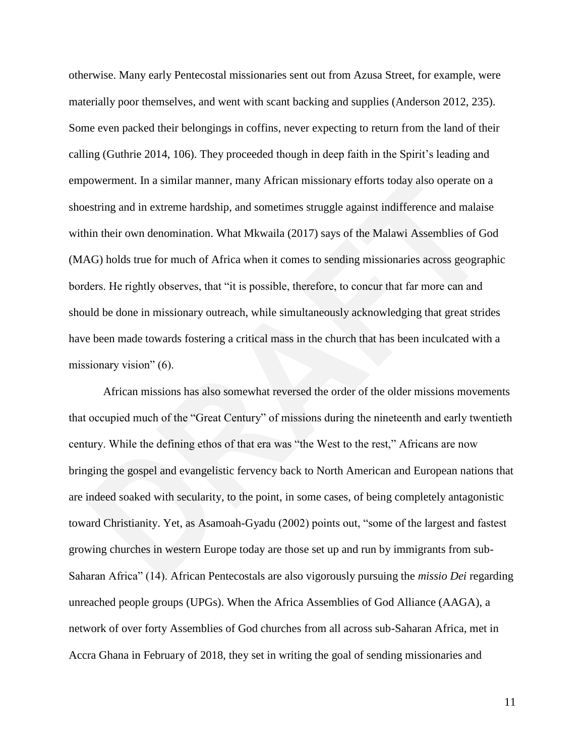otherwise. Many early Pentecostal missionaries sent out from Azusa Street, for example, were materially poor themselves, and went with scant backing and supplies (Anderson 2012, 235). Some even packed their belongings in coffins, never expecting to return from the land of their calling (Guthrie 2014, 106). They proceeded though in deep faith in the Spirit's leading and empowerment. In a similar manner, many African missionary efforts today also operate on a shoestring and in extreme hardship, and sometimes struggle against indifference and malaise within their own denomination. What Mkwaila (2017) says of the Malawi Assemblies of God (MAG) holds true for much of Africa when it comes to sending missionaries across geographic borders. He rightly observes, that "it is possible, therefore, to concur that far more can and should be done in missionary outreach, while simultaneously acknowledging that great strides have been made towards fostering a critical mass in the church that has been inculcated with a missionary vision" (6).

African missions has also somewhat reversed the order of the older missions movements that occupied much of the "Great Century" of missions during the nineteenth and early twentieth century. While the defining ethos of that era was "the West to the rest," Africans are now bringing the gospel and evangelistic fervency back to North American and European nations that are indeed soaked with secularity, to the point, in some cases, of being completely antagonistic toward Christianity. Yet, as Asamoah-Gyadu (2002) points out, "some of the largest and fastest growing churches in western Europe today are those set up and run by immigrants from sub-Saharan Africa" (14). African Pentecostals are also vigorously pursuing the *missio Dei* regarding unreached people groups (UPGs). When the Africa Assemblies of God Alliance (AAGA), a network of over forty Assemblies of God churches from all across sub-Saharan Africa, met in Accra Ghana in February of 2018, they set in writing the goal of sending missionaries and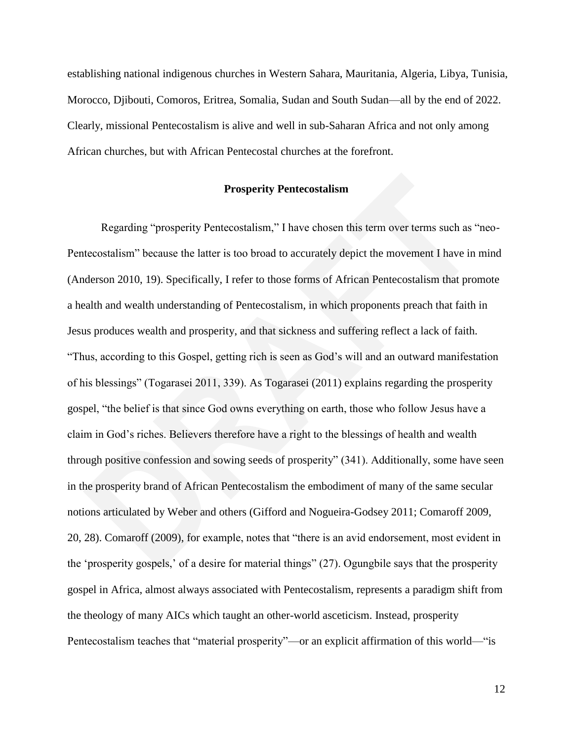establishing national indigenous churches in Western Sahara, Mauritania, Algeria, Libya, Tunisia, Morocco, Djibouti, Comoros, Eritrea, Somalia, Sudan and South Sudan—all by the end of 2022. Clearly, missional Pentecostalism is alive and well in sub-Saharan Africa and not only among African churches, but with African Pentecostal churches at the forefront.

## Prosperity Pentecostalism

Regarding "prosperity Pentecostalism," I have chosen this term over terms such as "neo-Pentecostalism" because the latter is too broad to accurately depict the movement I have in mind (Anderson 2010, 19). Specifically, I refer to those forms of African Pentecostalism that promote a health and wealth understanding of Pentecostalism, in which proponents preach that faith in Jesus produces wealth and prosperity, and that sickness and suffering reflect a lack of faith. "Thus, according to this Gospel, getting rich is seen as God's will and an outward manifestation of his blessings" (Togarasei 2011, 339). As Togarasei (2011) explains regarding the prosperity gospel, "the belief is that since God owns everything on earth, those who follow Jesus have a claim in God's riches. Believers therefore have a right to the blessings of health and wealth through positive confession and sowing seeds of prosperity" (341). Additionally, some have seen in the prosperity brand of African Pentecostalism the embodiment of many of the same secular notions articulated by Weber and others (Gifford and Nogueira-Godsey 2011; Comaroff 2009, 20, 28). Comaroff (2009), for example, notes that "there is an avid endorsement, most evident in the 'prosperity gospels,' of a desire for material things" (27). Ogungbile says that the prosperity gospel in Africa, almost always associated with Pentecostalism, represents a paradigm shift from the theology of many AICs which taught an other-world asceticism. Instead, prosperity Pentecostalism teaches that "material prosperity"—or an explicit affirmation of this world—"is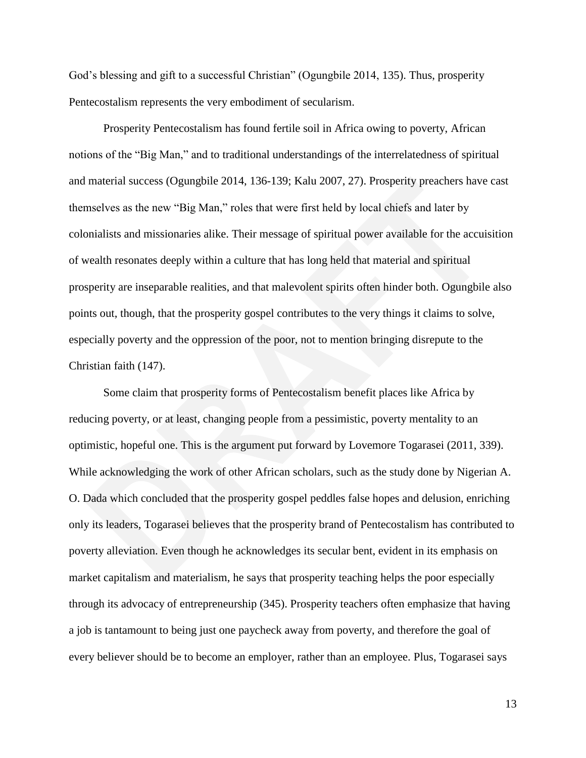God's blessing and gift to a successful Christian" (Ogungbile 2014, 135). Thus, prosperity Pentecostalism represents the very embodiment of secularism.

Prosperity Pentecostalism has found fertile soil in Africa owing to poverty, African notions of the "Big Man," and to traditional understandings of the interrelatedness of spiritual and material success (Ogungbile 2014, 136-139; Kalu 2007, 27). Prosperity preachers have cast themselves as the new "Big Man," roles that were first held by local chiefs and later by colonialists and missionaries alike. Their message of spiritual power available for the accuisition of wealth resonates deeply within a culture that has long held that material and spiritual prosperity are inseparable realities, and that malevolent spirits often hinder both. Ogungbile also points out, though, that the prosperity gospel contributes to the very things it claims to solve, especially poverty and the oppression of the poor, not to mention bringing disrepute to the Christian faith (147).

Some claim that prosperity forms of Pentecostalism benefit places like Africa by reducing poverty, or at least, changing people from a pessimistic, poverty mentality to an optimistic, hopeful one. This is the argument put forward by Lovemore Togarasei (2011, 339). While acknowledging the work of other African scholars, such as the study done by Nigerian A. O. Dada which concluded that the prosperity gospel peddles false hopes and delusion, enriching only its leaders, Togarasei believes that the prosperity brand of Pentecostalism has contributed to poverty alleviation. Even though he acknowledges its secular bent, evident in its emphasis on market capitalism and materialism, he says that prosperity teaching helps the poor especially through its advocacy of entrepreneurship (345). Prosperity teachers often emphasize that having a job is tantamount to being just one paycheck away from poverty, and therefore the goal of every believer should be to become an employer, rather than an employee. Plus, Togarasei says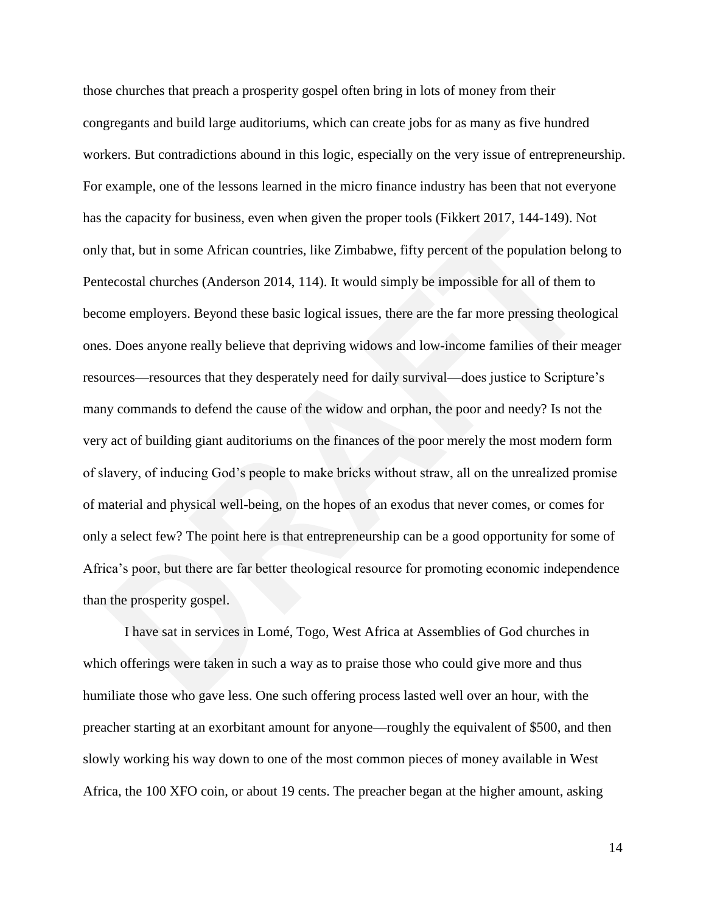those churches that preach a prosperity gospel often bring in lots of money from their congregants and build large auditoriums, which can create jobs for as many as five hundred workers. But contradictions abound in this logic, especially on the very issue of entrepreneurship. For example, one of the lessons learned in the micro finance industry has been that not everyone has the capacity for business, even when given the proper tools (Fikkert 2017, 144-149). Not only that, but in some African countries, like Zimbabwe, fifty percent of the population belong to Pentecostal churches (Anderson 2014, 114). It would simply be impossible for all of them to become employers. Beyond these basic logical issues, there are the far more pressing theological ones. Does anyone really believe that depriving widows and low-income families of their meager resources—resources that they desperately need for daily survival—does justice to Scripture's many commands to defend the cause of the widow and orphan, the poor and needy? Is not the very act of building giant auditoriums on the finances of the poor merely the most modern form of slavery, of inducing God's people to make bricks without straw, all on the unrealized promise of material and physical well-being, on the hopes of an exodus that never comes, or comes for only a select few? The point here is that entrepreneurship can be a good opportunity for some of Africa's poor, but there are far better theological resource for promoting economic independence than the prosperity gospel.

I have sat in services in Lomé, Togo, West Africa at Assemblies of God churches in which offerings were taken in such a way as to praise those who could give more and thus humiliate those who gave less. One such offering process lasted well over an hour, with the preacher starting at an exorbitant amount for anyone—roughly the equivalent of \$500, and then slowly working his way down to one of the most common pieces of money available in West Africa, the 100 XFO coin, or about 19 cents. The preacher began at the higher amount, asking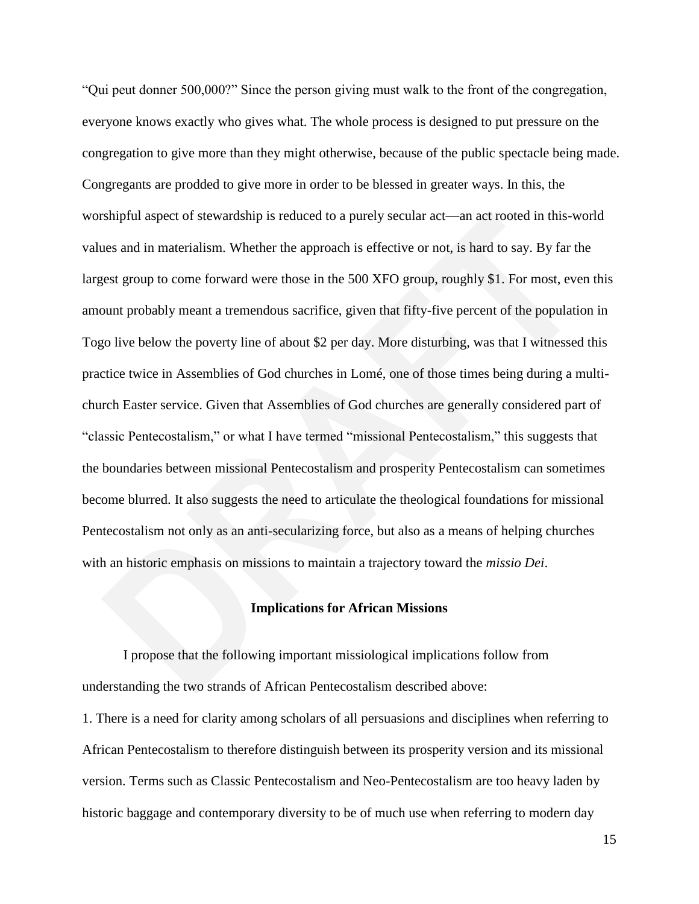"Qui peut donner 500,000?" Since the person giving must walk to the front of the congregation, everyone knows exactly who gives what. The whole process is designed to put pressure on the congregation to give more than they might otherwise, because of the public spectacle being made. Congregants are prodded to give more in order to be blessed in greater ways. In this, the worshipful aspect of stewardship is reduced to a purely secular act—an act rooted in this-world values and in materialism. Whether the approach is effective or not, is hard to say. By far the largest group to come forward were those in the 500 XFO group, roughly $1. For most, even this amount probably meant a tremendous sacrifice, given that fifty-five percent of the population in Togo live below the poverty line of about $2 per day. More disturbing, was that I witnessed this practice twice in Assemblies of God churches in Lomé, one of those times being during a multi-church Easter service. Given that Assemblies of God churches are generally considered part of "classic Pentecostalism," or what I have termed "missional Pentecostalism," this suggests that the boundaries between missional Pentecostalism and prosperity Pentecostalism can sometimes become blurred. It also suggests the need to articulate the theological foundations for missional Pentecostalism not only as an anti-secularizing force, but also as a means of helping churches with an historic emphasis on missions to maintain a trajectory toward the *missio Dei*.

## Implications for African Missions

I propose that the following important missiological implications follow from understanding the two strands of African Pentecostalism described above:

1. There is a need for clarity among scholars of all persuasions and disciplines when referring to African Pentecostalism to therefore distinguish between its prosperity version and its missional version. Terms such as Classic Pentecostalism and Neo-Pentecostalism are too heavy laden by historic baggage and contemporary diversity to be of much use when referring to modern day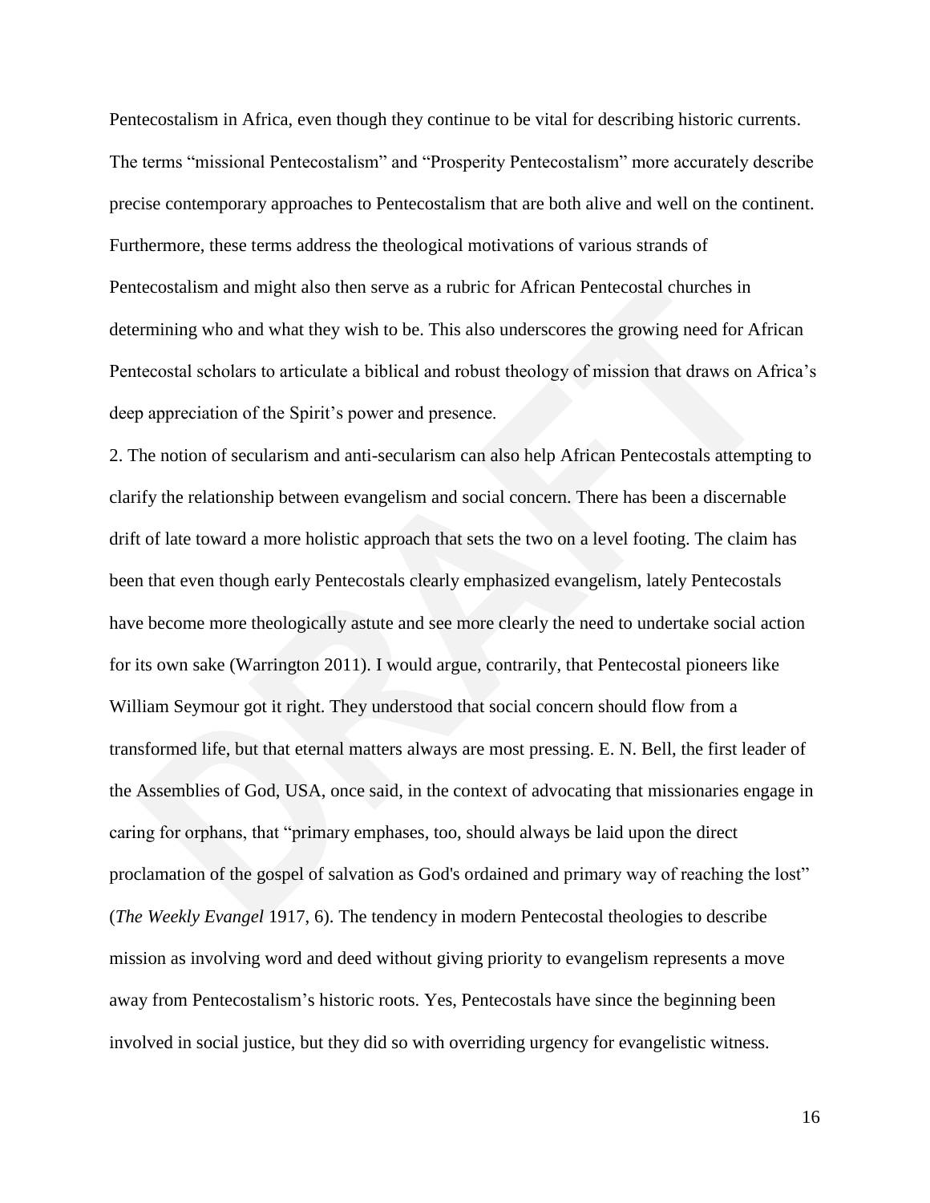Pentecostalism in Africa, even though they continue to be vital for describing historic currents. The terms "missional Pentecostalism" and "Prosperity Pentecostalism" more accurately describe precise contemporary approaches to Pentecostalism that are both alive and well on the continent. Furthermore, these terms address the theological motivations of various strands of Pentecostalism and might also then serve as a rubric for African Pentecostal churches in determining who and what they wish to be. This also underscores the growing need for African Pentecostal scholars to articulate a biblical and robust theology of mission that draws on Africa's deep appreciation of the Spirit's power and presence.

2. The notion of secularism and anti-secularism can also help African Pentecostals attempting to clarify the relationship between evangelism and social concern. There has been a discernable drift of late toward a more holistic approach that sets the two on a level footing. The claim has been that even though early Pentecostals clearly emphasized evangelism, lately Pentecostals have become more theologically astute and see more clearly the need to undertake social action for its own sake (Warrington 2011). I would argue, contrarily, that Pentecostal pioneers like William Seymour got it right. They understood that social concern should flow from a transformed life, but that eternal matters always are most pressing. E. N. Bell, the first leader of the Assemblies of God, USA, once said, in the context of advocating that missionaries engage in caring for orphans, that "primary emphases, too, should always be laid upon the direct proclamation of the gospel of salvation as God's ordained and primary way of reaching the lost" (*The Weekly Evangel* 1917, 6). The tendency in modern Pentecostal theologies to describe mission as involving word and deed without giving priority to evangelism represents a move away from Pentecostalism's historic roots. Yes, Pentecostals have since the beginning been involved in social justice, but they did so with overriding urgency for evangelistic witness.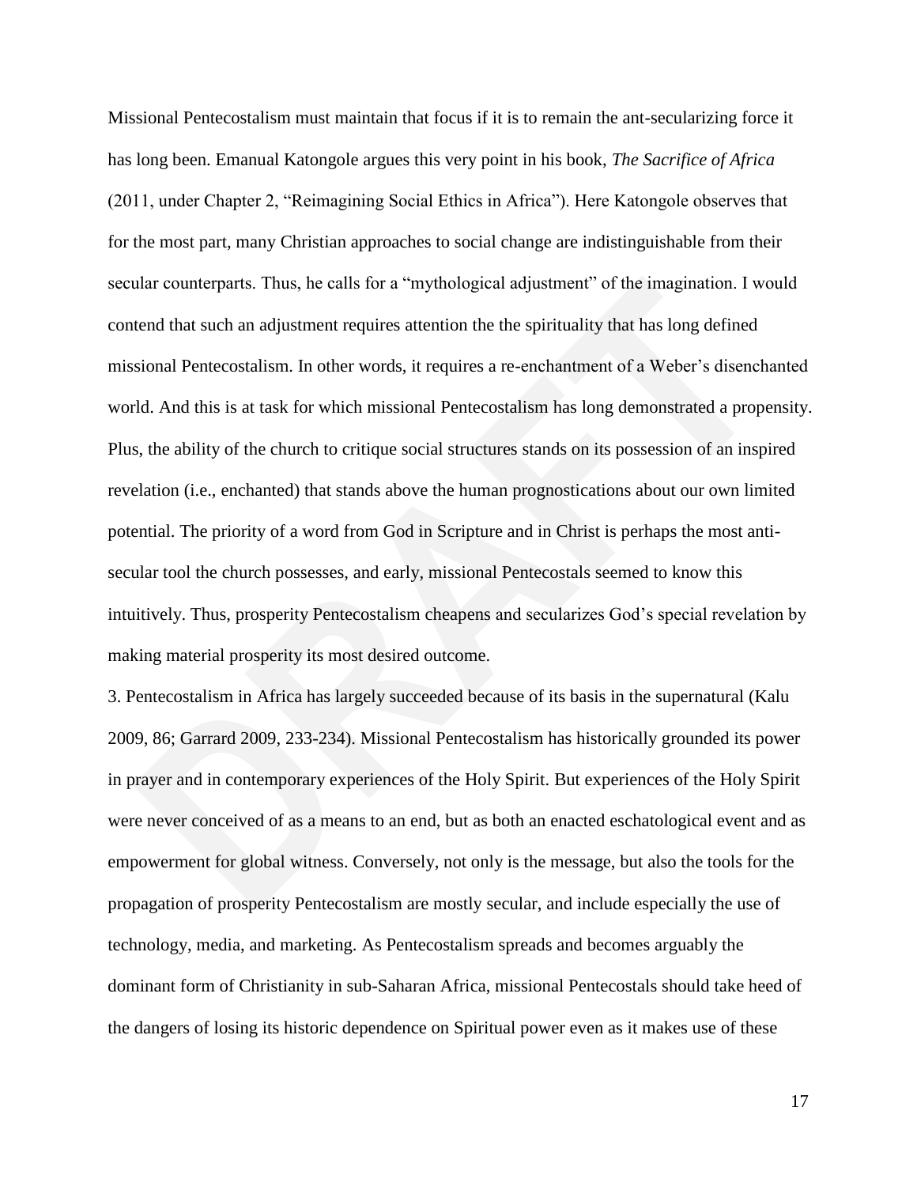Missional Pentecostalism must maintain that focus if it is to remain the ant-secularizing force it has long been. Emanual Katongole argues this very point in his book, *The Sacrifice of Africa* (2011, under Chapter 2, "Reimagining Social Ethics in Africa"). Here Katongole observes that for the most part, many Christian approaches to social change are indistinguishable from their secular counterparts. Thus, he calls for a "mythological adjustment" of the imagination. I would contend that such an adjustment requires attention the the spirituality that has long defined missional Pentecostalism. In other words, it requires a re-enchantment of a Weber's disenchanted world. And this is at task for which missional Pentecostalism has long demonstrated a propensity. Plus, the ability of the church to critique social structures stands on its possession of an inspired revelation (i.e., enchanted) that stands above the human prognostications about our own limited potential. The priority of a word from God in Scripture and in Christ is perhaps the most anti-secular tool the church possesses, and early, missional Pentecostals seemed to know this intuitively. Thus, prosperity Pentecostalism cheapens and secularizes God's special revelation by making material prosperity its most desired outcome.

3. Pentecostalism in Africa has largely succeeded because of its basis in the supernatural (Kalu 2009, 86; Garrard 2009, 233-234). Missional Pentecostalism has historically grounded its power in prayer and in contemporary experiences of the Holy Spirit. But experiences of the Holy Spirit were never conceived of as a means to an end, but as both an enacted eschatological event and as empowerment for global witness. Conversely, not only is the message, but also the tools for the propagation of prosperity Pentecostalism are mostly secular, and include especially the use of technology, media, and marketing. As Pentecostalism spreads and becomes arguably the dominant form of Christianity in sub-Saharan Africa, missional Pentecostals should take heed of the dangers of losing its historic dependence on Spiritual power even as it makes use of these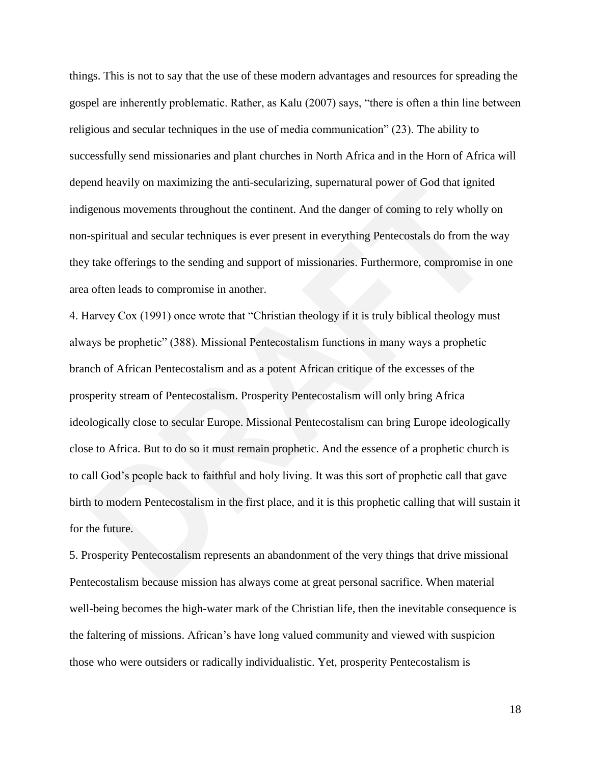things. This is not to say that the use of these modern advantages and resources for spreading the gospel are inherently problematic. Rather, as Kalu (2007) says, "there is often a thin line between religious and secular techniques in the use of media communication" (23). The ability to successfully send missionaries and plant churches in North Africa and in the Horn of Africa will depend heavily on maximizing the anti-secularizing, supernatural power of God that ignited indigenous movements throughout the continent. And the danger of coming to rely wholly on non-spiritual and secular techniques is ever present in everything Pentecostals do from the way they take offerings to the sending and support of missionaries. Furthermore, compromise in one area often leads to compromise in another.

4. Harvey Cox (1991) once wrote that "Christian theology if it is truly biblical theology must always be prophetic" (388). Missional Pentecostalism functions in many ways a prophetic branch of African Pentecostalism and as a potent African critique of the excesses of the prosperity stream of Pentecostalism. Prosperity Pentecostalism will only bring Africa ideologically close to secular Europe. Missional Pentecostalism can bring Europe ideologically close to Africa. But to do so it must remain prophetic. And the essence of a prophetic church is to call God's people back to faithful and holy living. It was this sort of prophetic call that gave birth to modern Pentecostalism in the first place, and it is this prophetic calling that will sustain it for the future.

5. Prosperity Pentecostalism represents an abandonment of the very things that drive missional Pentecostalism because mission has always come at great personal sacrifice. When material well-being becomes the high-water mark of the Christian life, then the inevitable consequence is the faltering of missions. African's have long valued community and viewed with suspicion those who were outsiders or radically individualistic. Yet, prosperity Pentecostalism is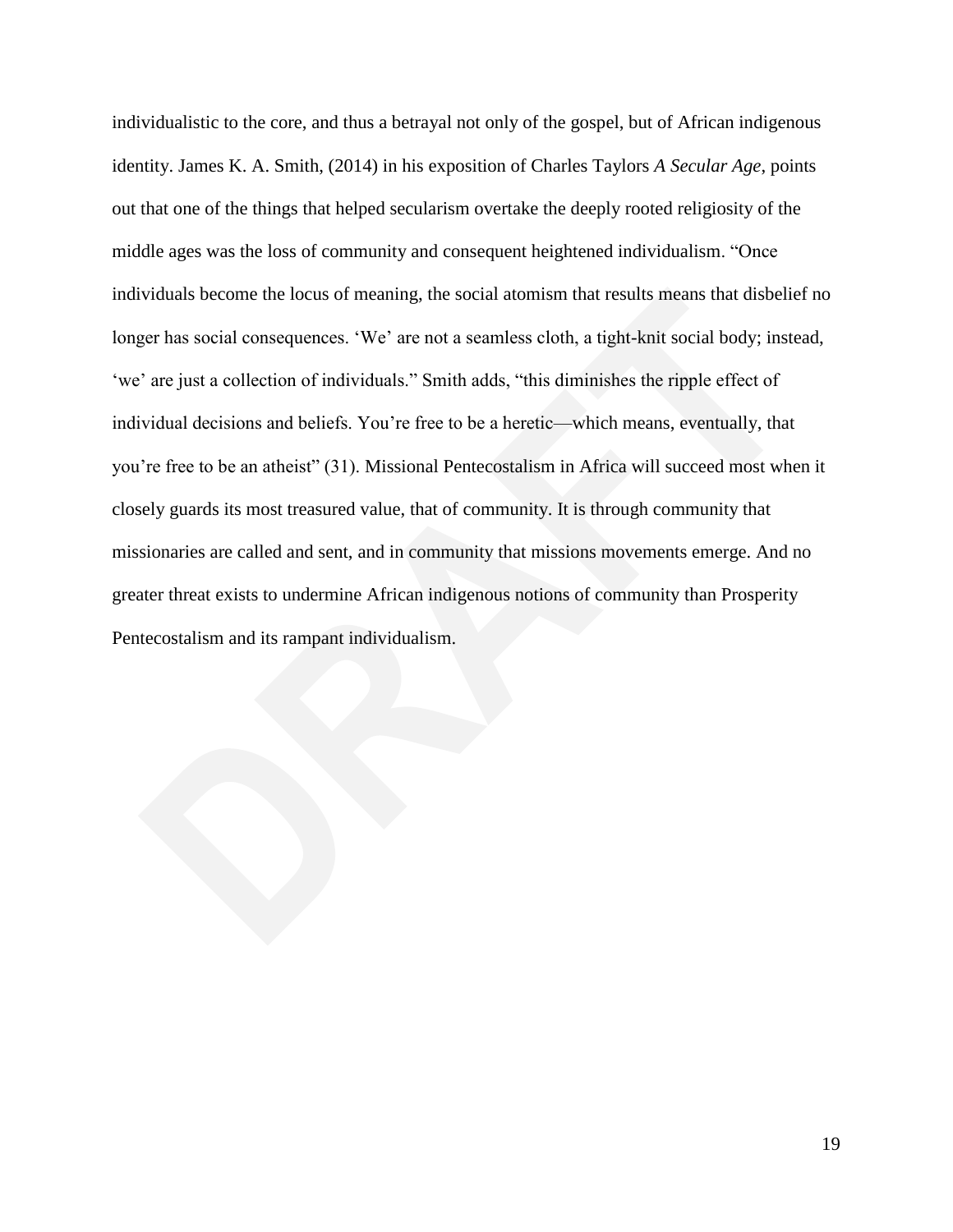individualistic to the core, and thus a betrayal not only of the gospel, but of African indigenous identity. James K. A. Smith, (2014) in his exposition of Charles Taylors *A Secular Age*, points out that one of the things that helped secularism overtake the deeply rooted religiosity of the middle ages was the loss of community and consequent heightened individualism. "Once individuals become the locus of meaning, the social atomism that results means that disbelief no longer has social consequences. 'We' are not a seamless cloth, a tight-knit social body; instead, 'we' are just a collection of individuals." Smith adds, "this diminishes the ripple effect of individual decisions and beliefs. You're free to be a heretic—which means, eventually, that you're free to be an atheist" (31). Missional Pentecostalism in Africa will succeed most when it closely guards its most treasured value, that of community. It is through community that missionaries are called and sent, and in community that missions movements emerge. And no greater threat exists to undermine African indigenous notions of community than Prosperity Pentecostalism and its rampant individualism.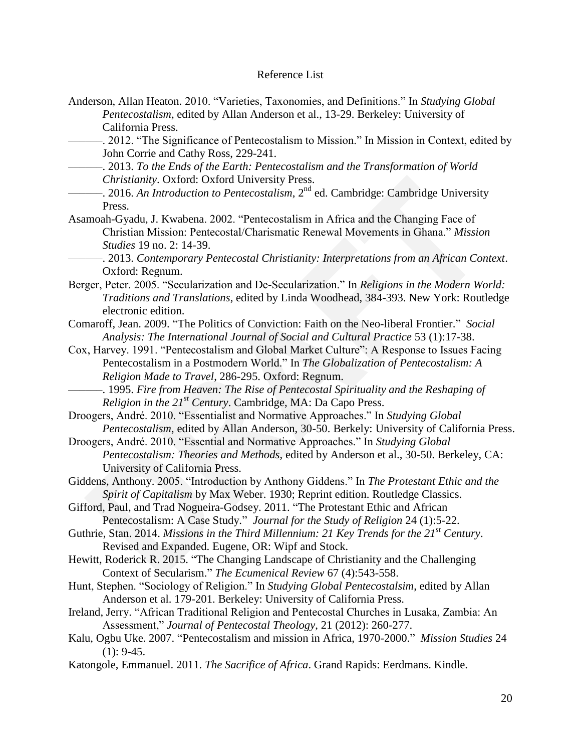Reference List

Anderson, Allan Heaton. 2010. "Varieties, Taxonomies, and Definitions." In *Studying Global Pentecostalism*, edited by Allan Anderson et al., 13-29. Berkeley: University of California Press.

———. 2012. "The Significance of Pentecostalism to Mission." In Mission in Context, edited by John Corrie and Cathy Ross, 229-241.

———. 2013. *To the Ends of the Earth: Pentecostalism and the Transformation of World Christianity*. Oxford: Oxford University Press.

———. 2016. *An Introduction to Pentecostalism*, 2nd ed. Cambridge: Cambridge University Press.

Asamoah-Gyadu, J. Kwabena. 2002. "Pentecostalism in Africa and the Changing Face of Christian Mission: Pentecostal/Charismatic Renewal Movements in Ghana." *Mission Studies* 19 no. 2: 14-39.

———. 2013. *Contemporary Pentecostal Christianity: Interpretations from an African Context*. Oxford: Regnum.

Berger, Peter. 2005. "Secularization and De-Secularization." In *Religions in the Modern World: Traditions and Translations*, edited by Linda Woodhead, 384-393. New York: Routledge electronic edition.

Comaroff, Jean. 2009. "The Politics of Conviction: Faith on the Neo-liberal Frontier." *Social Analysis: The International Journal of Social and Cultural Practice* 53 (1):17-38.

Cox, Harvey. 1991. "Pentecostalism and Global Market Culture": A Response to Issues Facing Pentecostalism in a Postmodern World." In *The Globalization of Pentecostalism: A Religion Made to Travel*, 286-295. Oxford: Regnum.

———. 1995. *Fire from Heaven: The Rise of Pentecostal Spirituality and the Reshaping of Religion in the 21st Century*. Cambridge, MA: Da Capo Press.

Droogers, André. 2010. "Essentialist and Normative Approaches." In *Studying Global Pentecostalism*, edited by Allan Anderson, 30-50. Berkely: University of California Press.

Droogers, André. 2010. "Essential and Normative Approaches." In *Studying Global Pentecostalism: Theories and Methods*, edited by Anderson et al., 30-50. Berkeley, CA: University of California Press.

Giddens, Anthony. 2005. "Introduction by Anthony Giddens." In *The Protestant Ethic and the Spirit of Capitalism* by Max Weber. 1930; Reprint edition. Routledge Classics.

Gifford, Paul, and Trad Nogueira-Godsey. 2011. "The Protestant Ethic and African Pentecostalism: A Case Study." *Journal for the Study of Religion* 24 (1):5-22.

Guthrie, Stan. 2014. *Missions in the Third Millennium: 21 Key Trends for the 21st Century*. Revised and Expanded. Eugene, OR: Wipf and Stock.

Hewitt, Roderick R. 2015. "The Changing Landscape of Christianity and the Challenging Context of Secularism." *The Ecumenical Review* 67 (4):543-558.

Hunt, Stephen. "Sociology of Religion." In *Studying Global Pentecostalsim*, edited by Allan Anderson et al. 179-201. Berkeley: University of California Press.

Ireland, Jerry. "African Traditional Religion and Pentecostal Churches in Lusaka, Zambia: An Assessment," *Journal of Pentecostal Theology*, 21 (2012): 260-277.

Kalu, Ogbu Uke. 2007. "Pentecostalism and mission in Africa, 1970-2000." *Mission Studies* 24 (1): 9-45.

Katongole, Emmanuel. 2011. *The Sacrifice of Africa*. Grand Rapids: Eerdmans. Kindle.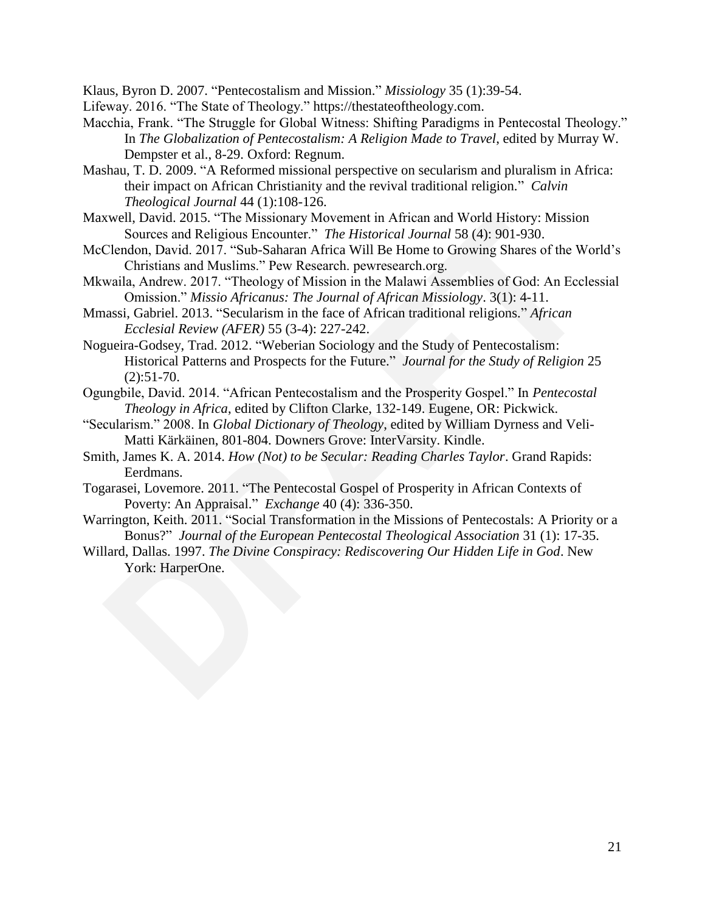Klaus, Byron D. 2007. "Pentecostalism and Mission." *Missiology* 35 (1):39-54.

Lifeway. 2016. "The State of Theology." https://thestateoftheology.com.

Macchia, Frank. "The Struggle for Global Witness: Shifting Paradigms in Pentecostal Theology." In *The Globalization of Pentecostalism: A Religion Made to Travel*, edited by Murray W. Dempster et al., 8-29. Oxford: Regnum.

Mashau, T. D. 2009. "A Reformed missional perspective on secularism and pluralism in Africa: their impact on African Christianity and the revival traditional religion." *Calvin Theological Journal* 44 (1):108-126.

Maxwell, David. 2015. "The Missionary Movement in African and World History: Mission Sources and Religious Encounter." *The Historical Journal* 58 (4): 901-930.

McClendon, David. 2017. "Sub-Saharan Africa Will Be Home to Growing Shares of the World's Christians and Muslims." Pew Research. pewresearch.org.

Mkwaila, Andrew. 2017. "Theology of Mission in the Malawi Assemblies of God: An Ecclessial Omission." *Missio Africanus: The Journal of African Missiology*. 3(1): 4-11.

Mmassi, Gabriel. 2013. "Secularism in the face of African traditional religions." *African Ecclesial Review (AFER)* 55 (3-4): 227-242.

Nogueira-Godsey, Trad. 2012. "Weberian Sociology and the Study of Pentecostalism: Historical Patterns and Prospects for the Future." *Journal for the Study of Religion* 25 (2):51-70.

Ogungbile, David. 2014. "African Pentecostalism and the Prosperity Gospel." In *Pentecostal Theology in Africa*, edited by Clifton Clarke, 132-149. Eugene, OR: Pickwick.

"Secularism." 2008. In *Global Dictionary of Theology*, edited by William Dyrness and Veli-Matti Kärkäinen, 801-804. Downers Grove: InterVarsity. Kindle.

Smith, James K. A. 2014. *How (Not) to be Secular: Reading Charles Taylor*. Grand Rapids: Eerdmans.

Togarasei, Lovemore. 2011. "The Pentecostal Gospel of Prosperity in African Contexts of Poverty: An Appraisal." *Exchange* 40 (4): 336-350.

Warrington, Keith. 2011. "Social Transformation in the Missions of Pentecostals: A Priority or a Bonus?" *Journal of the European Pentecostal Theological Association* 31 (1): 17-35.

Willard, Dallas. 1997. *The Divine Conspiracy: Rediscovering Our Hidden Life in God*. New York: HarperOne.